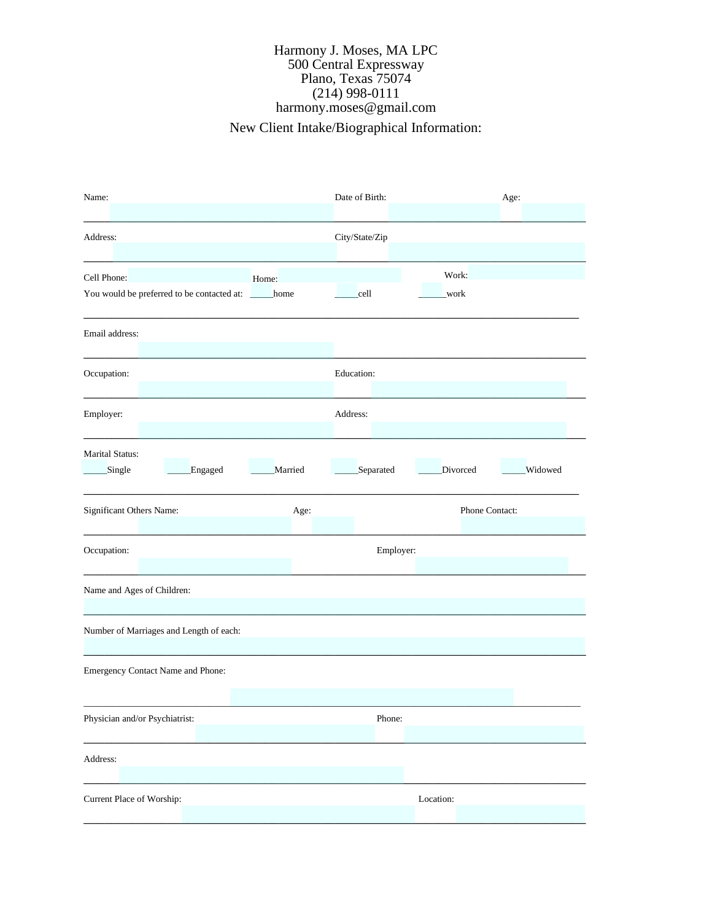Harmony J. Moses, MA LPC
500 Central Expressway
Plano, Texas 75074
(214) 998-0111
harmony.moses@gmail.com

New Client Intake/Biographical Information:

Name: ______________________________ Date of Birth: ______________ Age: ________

Address: ______________________________ City/State/Zip ______________________________

Cell Phone: ______________ Home: ______________ Work: ______________

You would be preferred to be contacted at: _____home _____cell ______work

Email address: ______________________________

Occupation: ______________________________ Education: ______________________________

Employer: ______________________________ Address: ______________________________

Marital Status:
_____Single _____Engaged _____Married _____Separated _____Divorced _____Widowed

Significant Others Name: ______________________ Age: ______ Phone Contact: ______________

Occupation: ______________________ Employer: ______________________

Name and Ages of Children: ______________________________________________________________

Number of Marriages and Length of each: ______________________________________________________________

Emergency Contact Name and Phone: ______________________________________________________________

Physician and/or Psychiatrist: ______________________ Phone: ______________________

Address: ______________________________________________________________

Current Place of Worship: ______________________ Location: ______________________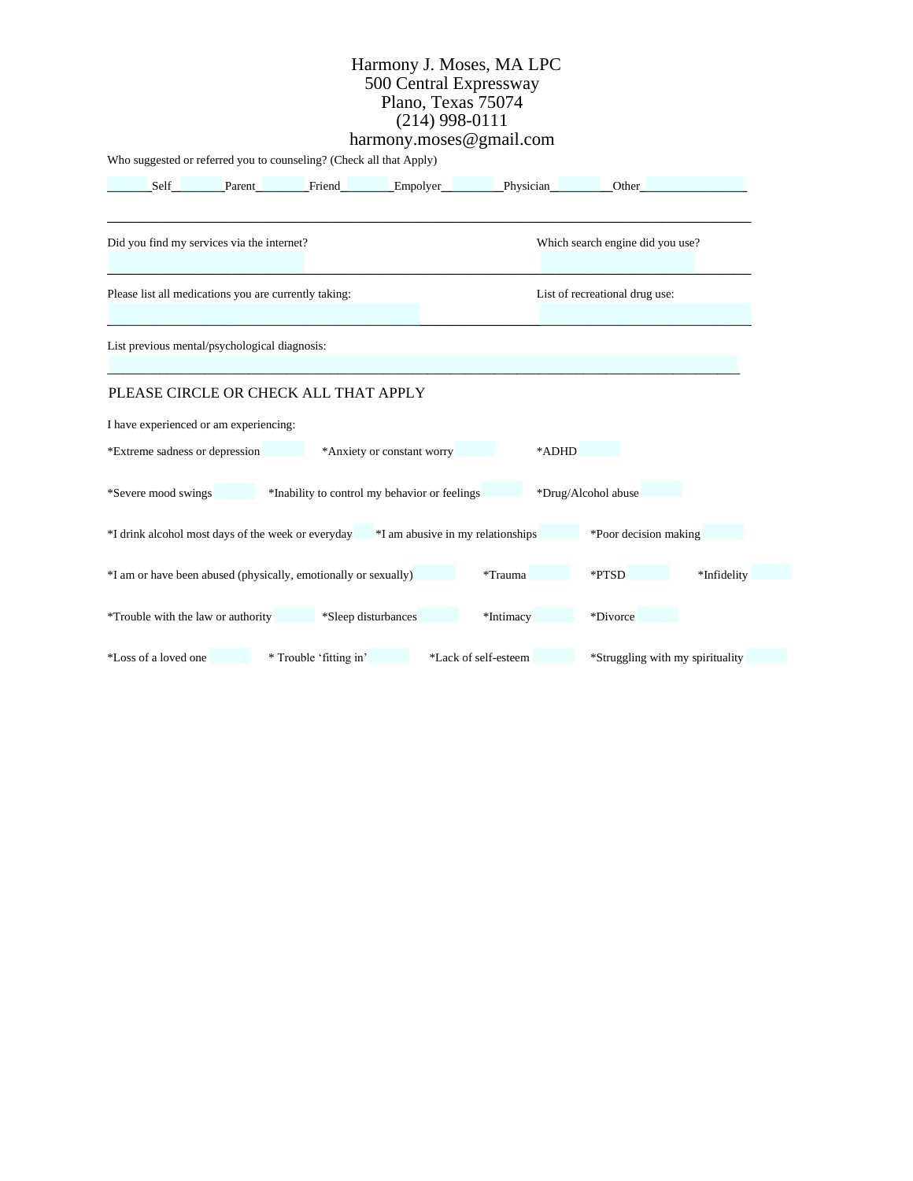Harmony J. Moses, MA LPC
500 Central Expressway
Plano, Texas 75074
(214) 998-0111
harmony.moses@gmail.com

Who suggested or referred you to counseling? (Check all that Apply)

_______Self________Parent________Friend________Empolyer_________Physician_________Other_________________

______________________________________________________________________________________

Did you find my services via the internet? Which search engine did you use?

______________________________________________________________________________________

Please list all medications you are currently taking: List of recreational drug use:

______________________________________________________________________________________

List previous mental/psychological diagnosis:

______________________________________________________________________________________

PLEASE CIRCLE OR CHECK ALL THAT APPLY

I have experienced or am experiencing:

*Extreme sadness or depression *Anxiety or constant worry *ADHD

*Severe mood swings *Inability to control my behavior or feelings *Drug/Alcohol abuse

*I drink alcohol most days of the week or everyday *I am abusive in my relationships *Poor decision making

*I am or have been abused (physically, emotionally or sexually) *Trauma *PTSD *Infidelity

*Trouble with the law or authority *Sleep disturbances *Intimacy *Divorce

*Loss of a loved one * Trouble 'fitting in' *Lack of self-esteem *Struggling with my spirituality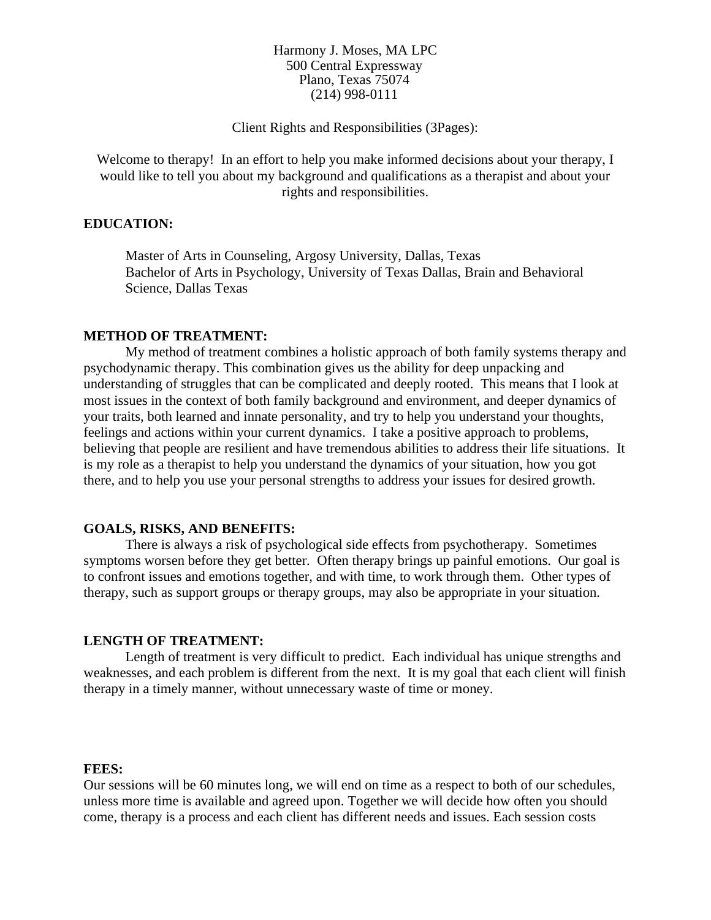Harmony J. Moses, MA LPC
500 Central Expressway
Plano, Texas 75074
(214) 998-0111

Client Rights and Responsibilities (3Pages):

Welcome to therapy! In an effort to help you make informed decisions about your therapy, I would like to tell you about my background and qualifications as a therapist and about your rights and responsibilities.

**EDUCATION:**

Master of Arts in Counseling, Argosy University, Dallas, Texas
Bachelor of Arts in Psychology, University of Texas Dallas, Brain and Behavioral Science, Dallas Texas

**METHOD OF TREATMENT:**

My method of treatment combines a holistic approach of both family systems therapy and psychodynamic therapy. This combination gives us the ability for deep unpacking and understanding of struggles that can be complicated and deeply rooted. This means that I look at most issues in the context of both family background and environment, and deeper dynamics of your traits, both learned and innate personality, and try to help you understand your thoughts, feelings and actions within your current dynamics. I take a positive approach to problems, believing that people are resilient and have tremendous abilities to address their life situations. It is my role as a therapist to help you understand the dynamics of your situation, how you got there, and to help you use your personal strengths to address your issues for desired growth.

**GOALS, RISKS, AND BENEFITS:**

There is always a risk of psychological side effects from psychotherapy. Sometimes symptoms worsen before they get better. Often therapy brings up painful emotions. Our goal is to confront issues and emotions together, and with time, to work through them. Other types of therapy, such as support groups or therapy groups, may also be appropriate in your situation.

**LENGTH OF TREATMENT:**

Length of treatment is very difficult to predict. Each individual has unique strengths and weaknesses, and each problem is different from the next. It is my goal that each client will finish therapy in a timely manner, without unnecessary waste of time or money.

**FEES:**

Our sessions will be 60 minutes long, we will end on time as a respect to both of our schedules, unless more time is available and agreed upon. Together we will decide how often you should come, therapy is a process and each client has different needs and issues. Each session costs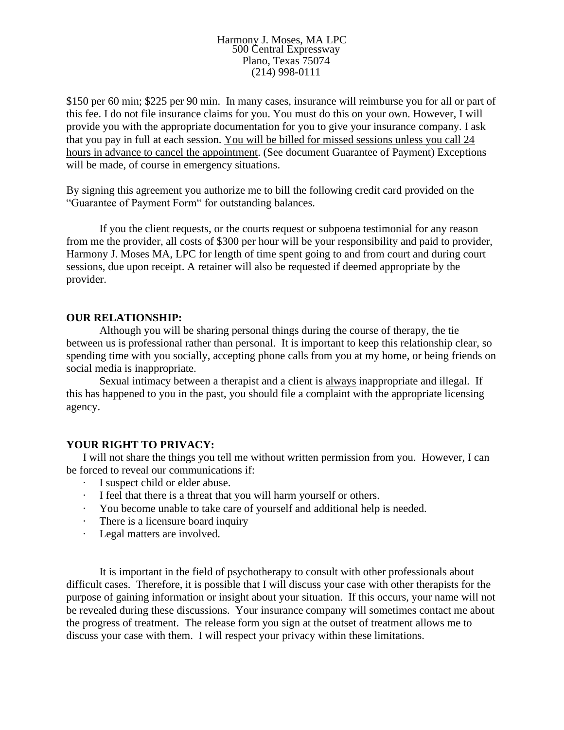Harmony J. Moses, MA LPC
500 Central Expressway
Plano, Texas 75074
(214) 998-0111

$150 per 60 min; $225 per 90 min. In many cases, insurance will reimburse you for all or part of this fee. I do not file insurance claims for you. You must do this on your own. However, I will provide you with the appropriate documentation for you to give your insurance company. I ask that you pay in full at each session. <u>You will be billed for missed sessions unless you call 24 hours in advance to cancel the appointment</u>. (See document Guarantee of Payment) Exceptions will be made, of course in emergency situations.

By signing this agreement you authorize me to bill the following credit card provided on the "Guarantee of Payment Form" for outstanding balances.

If you the client requests, or the courts request or subpoena testimonial for any reason from me the provider, all costs of $300 per hour will be your responsibility and paid to provider, Harmony J. Moses MA, LPC for length of time spent going to and from court and during court sessions, due upon receipt. A retainer will also be requested if deemed appropriate by the provider.

**OUR RELATIONSHIP:**

Although you will be sharing personal things during the course of therapy, the tie between us is professional rather than personal. It is important to keep this relationship clear, so spending time with you socially, accepting phone calls from you at my home, or being friends on social media is inappropriate.

Sexual intimacy between a therapist and a client is <u>always</u> inappropriate and illegal. If this has happened to you in the past, you should file a complaint with the appropriate licensing agency.

**YOUR RIGHT TO PRIVACY:**

I will not share the things you tell me without written permission from you. However, I can be forced to reveal our communications if:

- I suspect child or elder abuse.
- I feel that there is a threat that you will harm yourself or others.
- You become unable to take care of yourself and additional help is needed.
- There is a licensure board inquiry
- Legal matters are involved.

It is important in the field of psychotherapy to consult with other professionals about difficult cases. Therefore, it is possible that I will discuss your case with other therapists for the purpose of gaining information or insight about your situation. If this occurs, your name will not be revealed during these discussions. Your insurance company will sometimes contact me about the progress of treatment. The release form you sign at the outset of treatment allows me to discuss your case with them. I will respect your privacy within these limitations.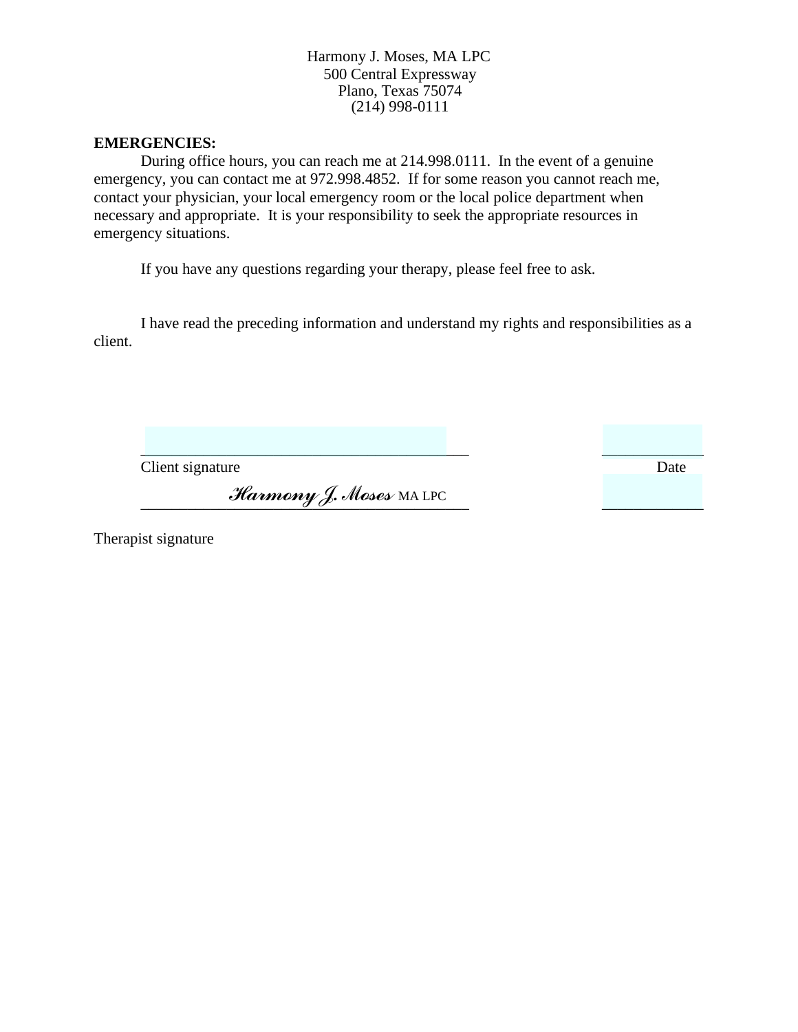Harmony J. Moses, MA LPC
500 Central Expressway
Plano, Texas 75074
(214) 998-0111

**EMERGENCIES:**

During office hours, you can reach me at 214.998.0111. In the event of a genuine emergency, you can contact me at 972.998.4852. If for some reason you cannot reach me, contact your physician, your local emergency room or the local police department when necessary and appropriate. It is your responsibility to seek the appropriate resources in emergency situations.

If you have any questions regarding your therapy, please feel free to ask.

I have read the preceding information and understand my rights and responsibilities as a client.

\_\_\_\_\_\_\_\_\_\_\_\_\_\_\_\_\_\_\_\_\_\_\_\_\_\_\_\_\_\_\_\_\_\_\_\_\_\_\_\_ \_\_\_\_\_\_\_\_\_\_\_\_
Client signature Date

*Harmony J. Moses* MA LPC \_\_\_\_\_\_\_\_\_\_\_\_

Therapist signature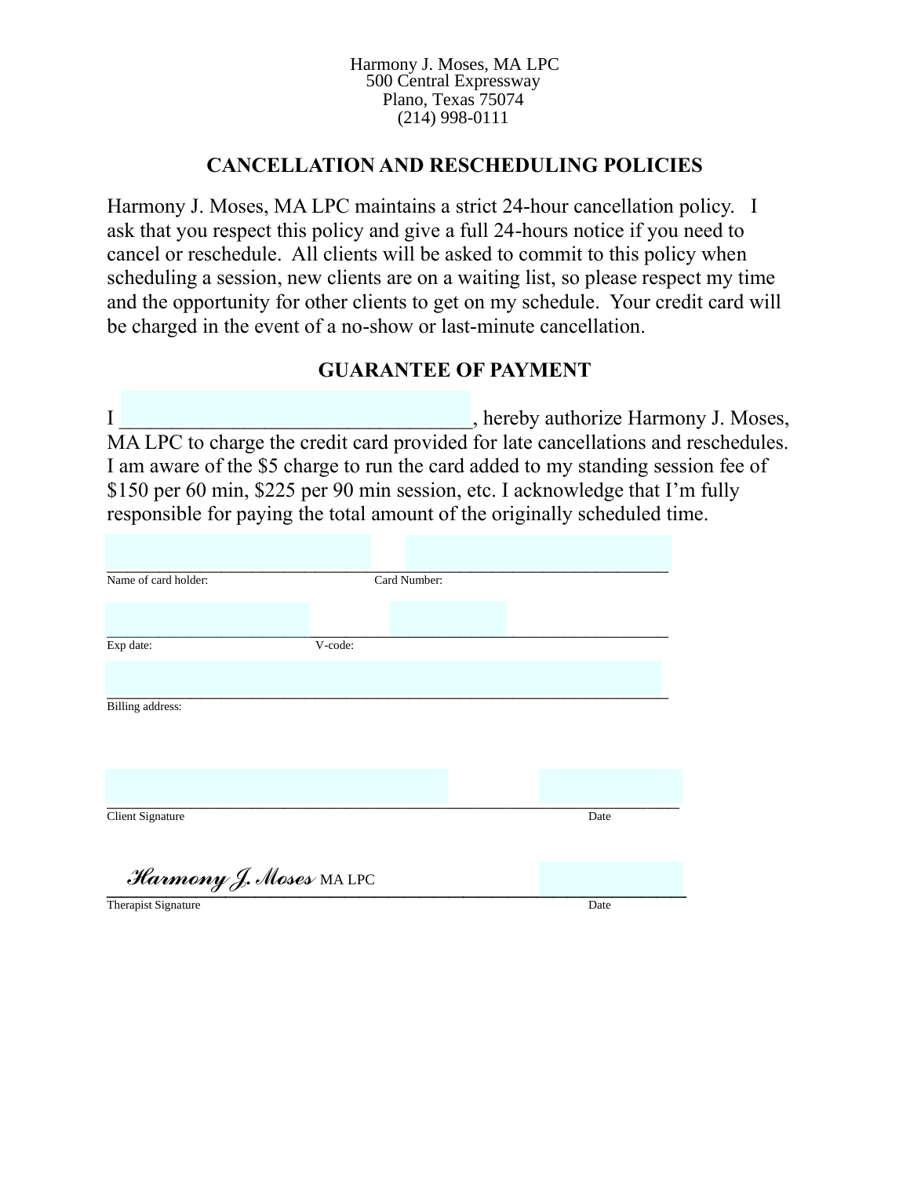Harmony J. Moses, MA LPC
500 Central Expressway
Plano, Texas 75074
(214) 998-0111

## CANCELLATION AND RESCHEDULING POLICIES

Harmony J. Moses, MA LPC maintains a strict 24-hour cancellation policy. I ask that you respect this policy and give a full 24-hours notice if you need to cancel or reschedule. All clients will be asked to commit to this policy when scheduling a session, new clients are on a waiting list, so please respect my time and the opportunity for other clients to get on my schedule. Your credit card will be charged in the event of a no-show or last-minute cancellation.

## GUARANTEE OF PAYMENT

I ________________________________, hereby authorize Harmony J. Moses, MA LPC to charge the credit card provided for late cancellations and reschedules. I am aware of the $5 charge to run the card added to my standing session fee of $150 per 60 min, $225 per 90 min session, etc. I acknowledge that I'm fully responsible for paying the total amount of the originally scheduled time.

______________________________________________________________
Name of card holder: Card Number:

______________________________________________________________
Exp date: V-code:

______________________________________________________________
Billing address:

______________________________________________________________
Client Signature Date

*Harmony J. Moses* MA LPC
______________________________________________________________
Therapist Signature Date